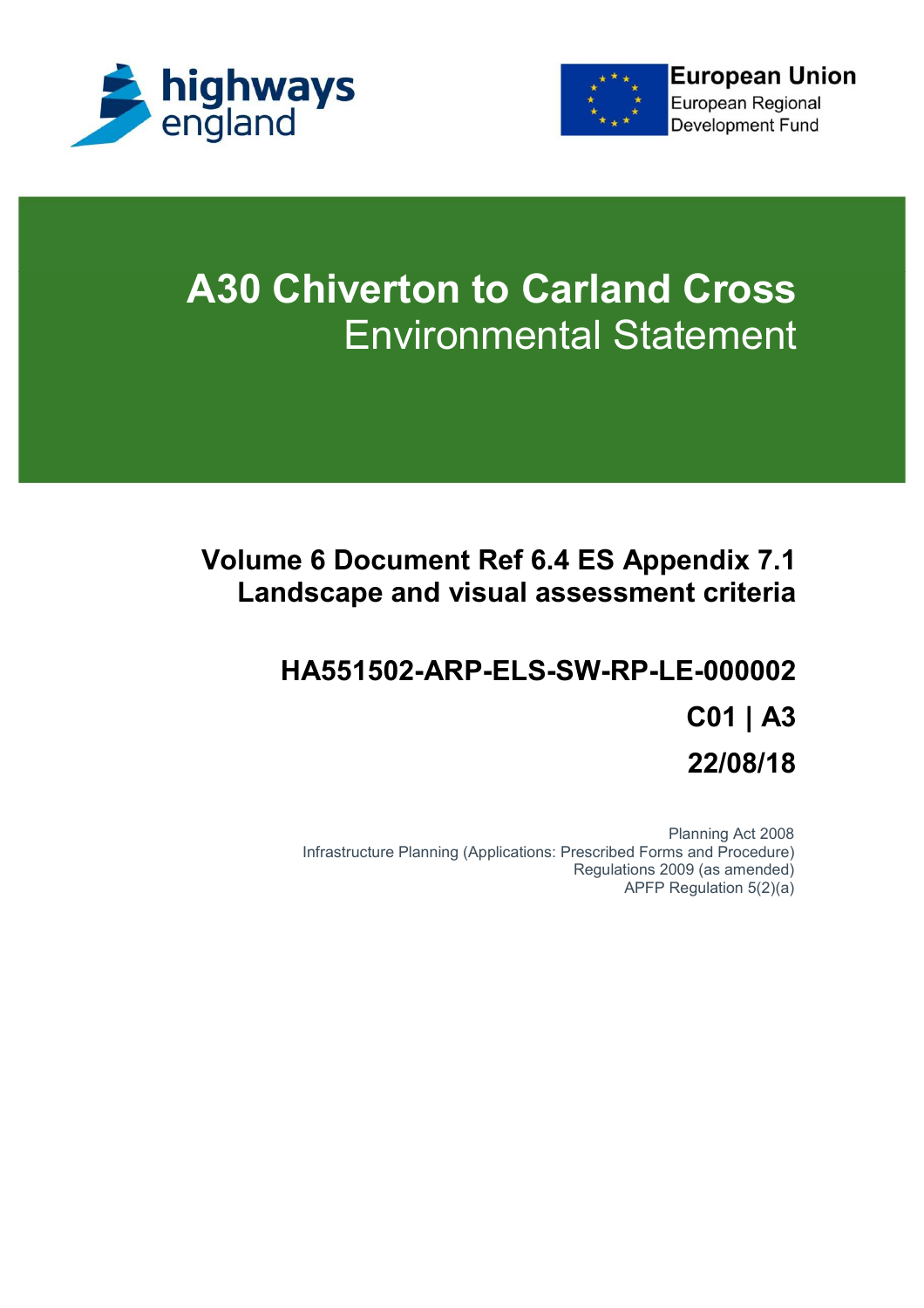highways england

European Union
European Regional Development Fund

# A30 Chiverton to Carland Cross
## Environmental Statement

### Volume 6 Document Ref 6.4 ES Appendix 7.1 Landscape and visual assessment criteria

**HA551502-ARP-ELS-SW-RP-LE-000002**

**C01 | A3**

**22/08/18**

Planning Act 2008
Infrastructure Planning (Applications: Prescribed Forms and Procedure) Regulations 2009 (as amended)
APFP Regulation 5(2)(a)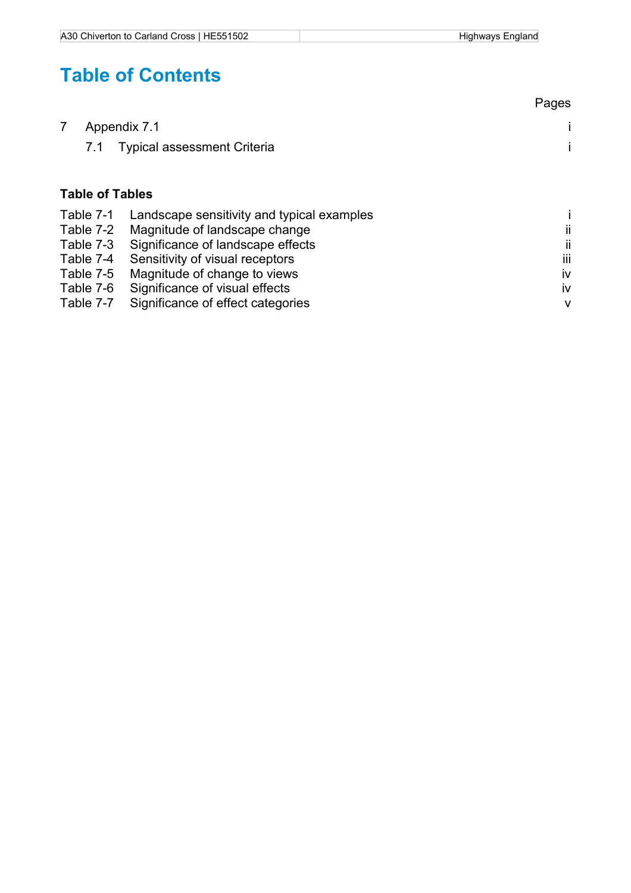# Table of Contents

| | Pages |
|---|---|
| 7 Appendix 7.1 | i |
| 7.1 Typical assessment Criteria | i |

**Table of Tables**

| | | |
|---|---|---|
| Table 7-1 | Landscape sensitivity and typical examples | i |
| Table 7-2 | Magnitude of landscape change | ii |
| Table 7-3 | Significance of landscape effects | ii |
| Table 7-4 | Sensitivity of visual receptors | iii |
| Table 7-5 | Magnitude of change to views | iv |
| Table 7-6 | Significance of visual effects | iv |
| Table 7-7 | Significance of effect categories | v |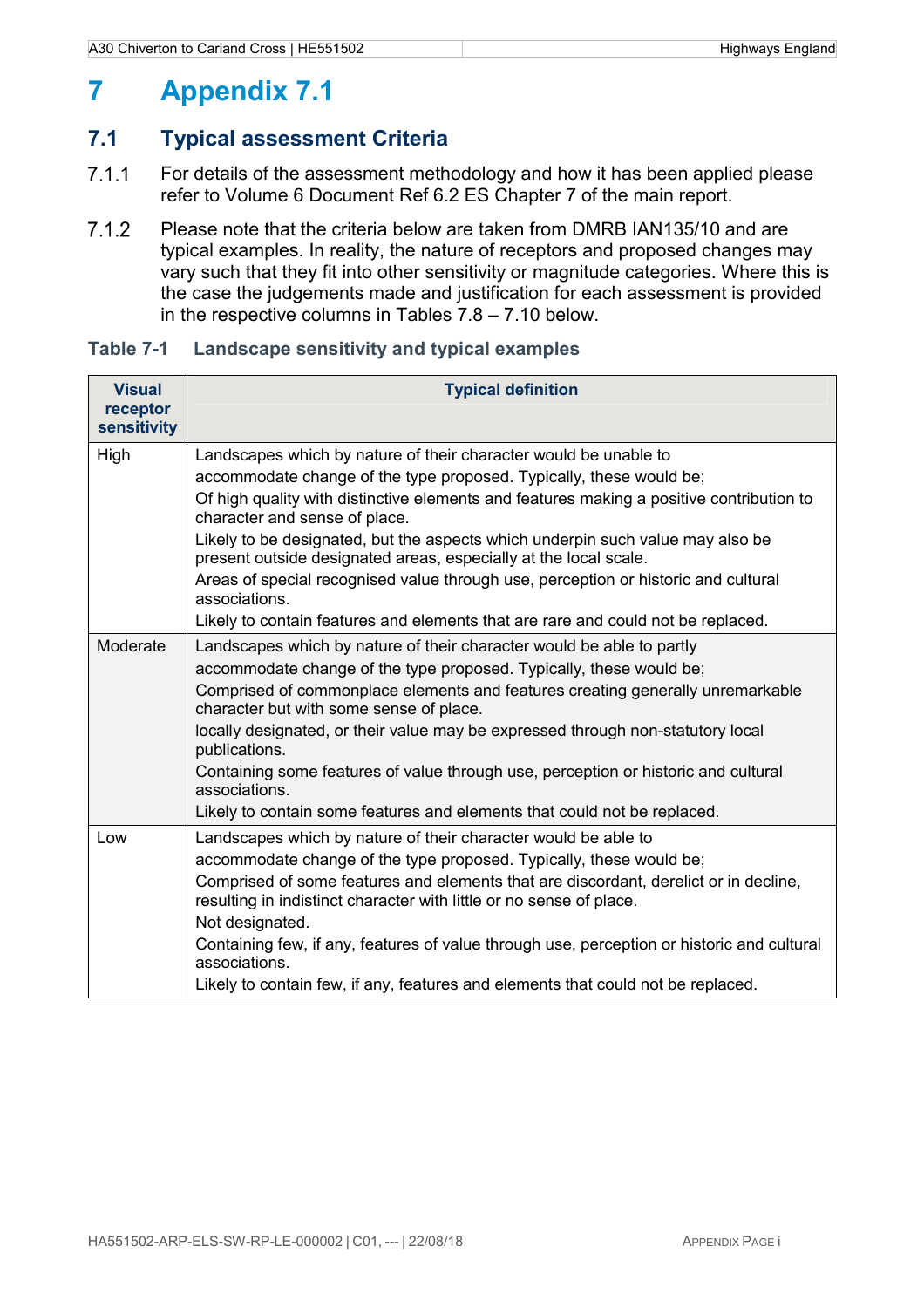# 7 Appendix 7.1

## 7.1 Typical assessment Criteria

7.1.1 For details of the assessment methodology and how it has been applied please refer to Volume 6 Document Ref 6.2 ES Chapter 7 of the main report.

7.1.2 Please note that the criteria below are taken from DMRB IAN135/10 and are typical examples. In reality, the nature of receptors and proposed changes may vary such that they fit into other sensitivity or magnitude categories. Where this is the case the judgements made and justification for each assessment is provided in the respective columns in Tables 7.8 – 7.10 below.

### Table 7-1 Landscape sensitivity and typical examples

| Visual receptor sensitivity | Typical definition |
|---|---|
| High | Landscapes which by nature of their character would be unable to accommodate change of the type proposed. Typically, these would be;<br>Of high quality with distinctive elements and features making a positive contribution to character and sense of place.<br>Likely to be designated, but the aspects which underpin such value may also be present outside designated areas, especially at the local scale.<br>Areas of special recognised value through use, perception or historic and cultural associations.<br>Likely to contain features and elements that are rare and could not be replaced. |
| Moderate | Landscapes which by nature of their character would be able to partly accommodate change of the type proposed. Typically, these would be;<br>Comprised of commonplace elements and features creating generally unremarkable character but with some sense of place.<br>locally designated, or their value may be expressed through non-statutory local publications.<br>Containing some features of value through use, perception or historic and cultural associations.<br>Likely to contain some features and elements that could not be replaced. |
| Low | Landscapes which by nature of their character would be able to accommodate change of the type proposed. Typically, these would be;<br>Comprised of some features and elements that are discordant, derelict or in decline, resulting in indistinct character with little or no sense of place.<br>Not designated.<br>Containing few, if any, features of value through use, perception or historic and cultural associations.<br>Likely to contain few, if any, features and elements that could not be replaced. |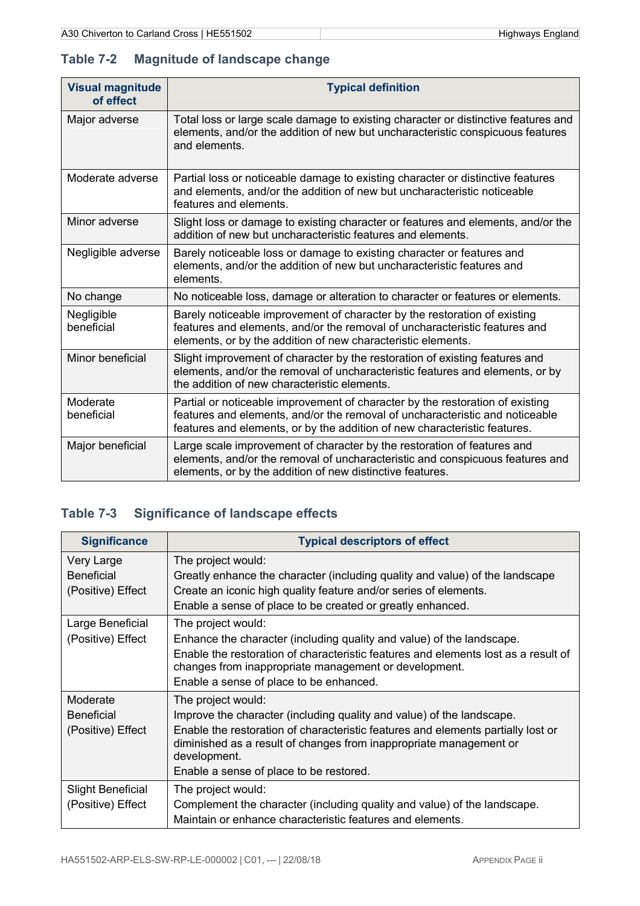### Table 7-2 Magnitude of landscape change

| Visual magnitude of effect | Typical definition |
|---|---|
| Major adverse | Total loss or large scale damage to existing character or distinctive features and elements, and/or the addition of new but uncharacteristic conspicuous features and elements. |
| Moderate adverse | Partial loss or noticeable damage to existing character or distinctive features and elements, and/or the addition of new but uncharacteristic noticeable features and elements. |
| Minor adverse | Slight loss or damage to existing character or features and elements, and/or the addition of new but uncharacteristic features and elements. |
| Negligible adverse | Barely noticeable loss or damage to existing character or features and elements, and/or the addition of new but uncharacteristic features and elements. |
| No change | No noticeable loss, damage or alteration to character or features or elements. |
| Negligible beneficial | Barely noticeable improvement of character by the restoration of existing features and elements, and/or the removal of uncharacteristic features and elements, or by the addition of new characteristic elements. |
| Minor beneficial | Slight improvement of character by the restoration of existing features and elements, and/or the removal of uncharacteristic features and elements, or by the addition of new characteristic elements. |
| Moderate beneficial | Partial or noticeable improvement of character by the restoration of existing features and elements, and/or the removal of uncharacteristic and noticeable features and elements, or by the addition of new characteristic features. |
| Major beneficial | Large scale improvement of character by the restoration of features and elements, and/or the removal of uncharacteristic and conspicuous features and elements, or by the addition of new distinctive features. |

### Table 7-3 Significance of landscape effects

| Significance | Typical descriptors of effect |
|---|---|
| Very Large Beneficial (Positive) Effect | The project would:<br>Greatly enhance the character (including quality and value) of the landscape<br>Create an iconic high quality feature and/or series of elements.<br>Enable a sense of place to be created or greatly enhanced. |
| Large Beneficial (Positive) Effect | The project would:<br>Enhance the character (including quality and value) of the landscape.<br>Enable the restoration of characteristic features and elements lost as a result of changes from inappropriate management or development.<br>Enable a sense of place to be enhanced. |
| Moderate Beneficial (Positive) Effect | The project would:<br>Improve the character (including quality and value) of the landscape.<br>Enable the restoration of characteristic features and elements partially lost or diminished as a result of changes from inappropriate management or development.<br>Enable a sense of place to be restored. |
| Slight Beneficial (Positive) Effect | The project would:<br>Complement the character (including quality and value) of the landscape.<br>Maintain or enhance characteristic features and elements. |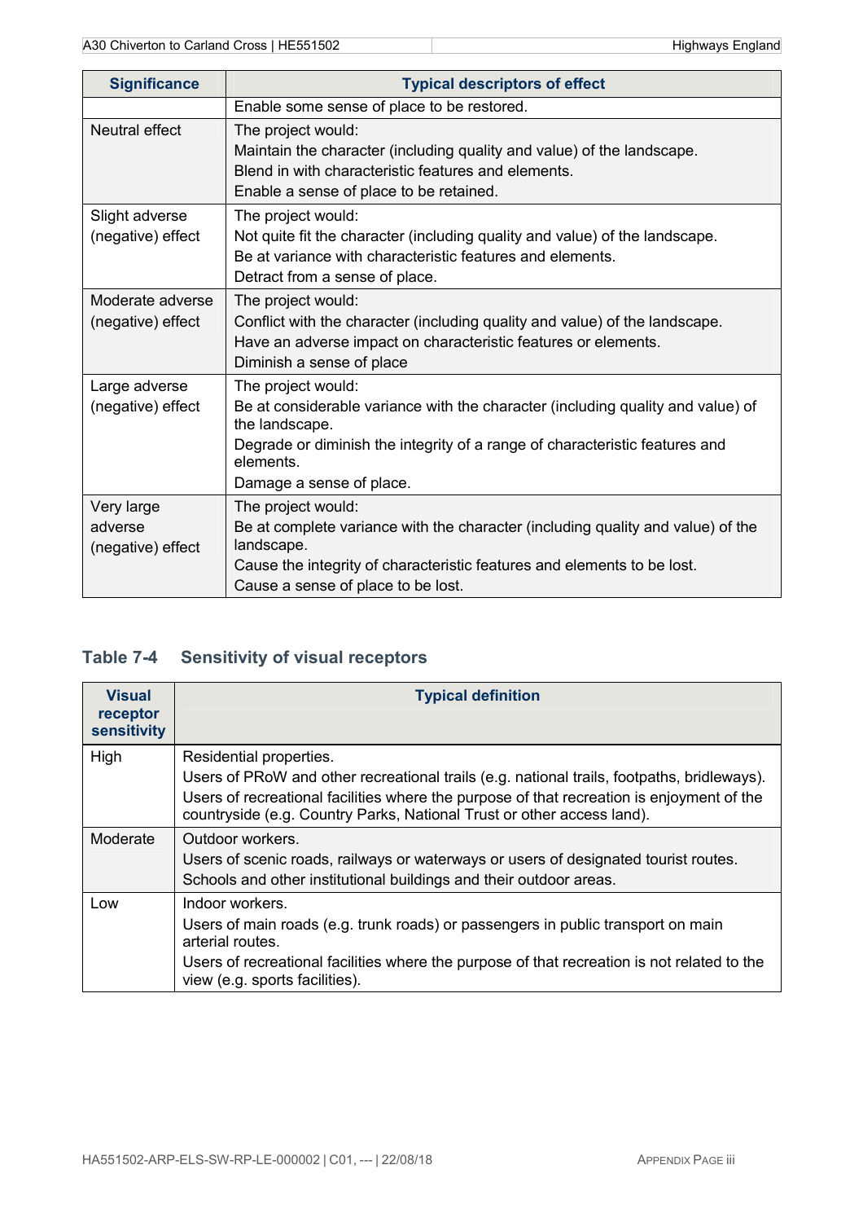| Significance | Typical descriptors of effect |
|---|---|
| | Enable some sense of place to be restored. |
| Neutral effect | The project would:<br>Maintain the character (including quality and value) of the landscape.<br>Blend in with characteristic features and elements.<br>Enable a sense of place to be retained. |
| Slight adverse (negative) effect | The project would:<br>Not quite fit the character (including quality and value) of the landscape.<br>Be at variance with characteristic features and elements.<br>Detract from a sense of place. |
| Moderate adverse (negative) effect | The project would:<br>Conflict with the character (including quality and value) of the landscape.<br>Have an adverse impact on characteristic features or elements.<br>Diminish a sense of place |
| Large adverse (negative) effect | The project would:<br>Be at considerable variance with the character (including quality and value) of the landscape.<br>Degrade or diminish the integrity of a range of characteristic features and elements.<br>Damage a sense of place. |
| Very large adverse (negative) effect | The project would:<br>Be at complete variance with the character (including quality and value) of the landscape.<br>Cause the integrity of characteristic features and elements to be lost.<br>Cause a sense of place to be lost. |

## Table 7-4 Sensitivity of visual receptors

| Visual receptor sensitivity | Typical definition |
|---|---|
| High | Residential properties.<br>Users of PRoW and other recreational trails (e.g. national trails, footpaths, bridleways).<br>Users of recreational facilities where the purpose of that recreation is enjoyment of the countryside (e.g. Country Parks, National Trust or other access land). |
| Moderate | Outdoor workers.<br>Users of scenic roads, railways or waterways or users of designated tourist routes.<br>Schools and other institutional buildings and their outdoor areas. |
| Low | Indoor workers.<br>Users of main roads (e.g. trunk roads) or passengers in public transport on main arterial routes.<br>Users of recreational facilities where the purpose of that recreation is not related to the view (e.g. sports facilities). |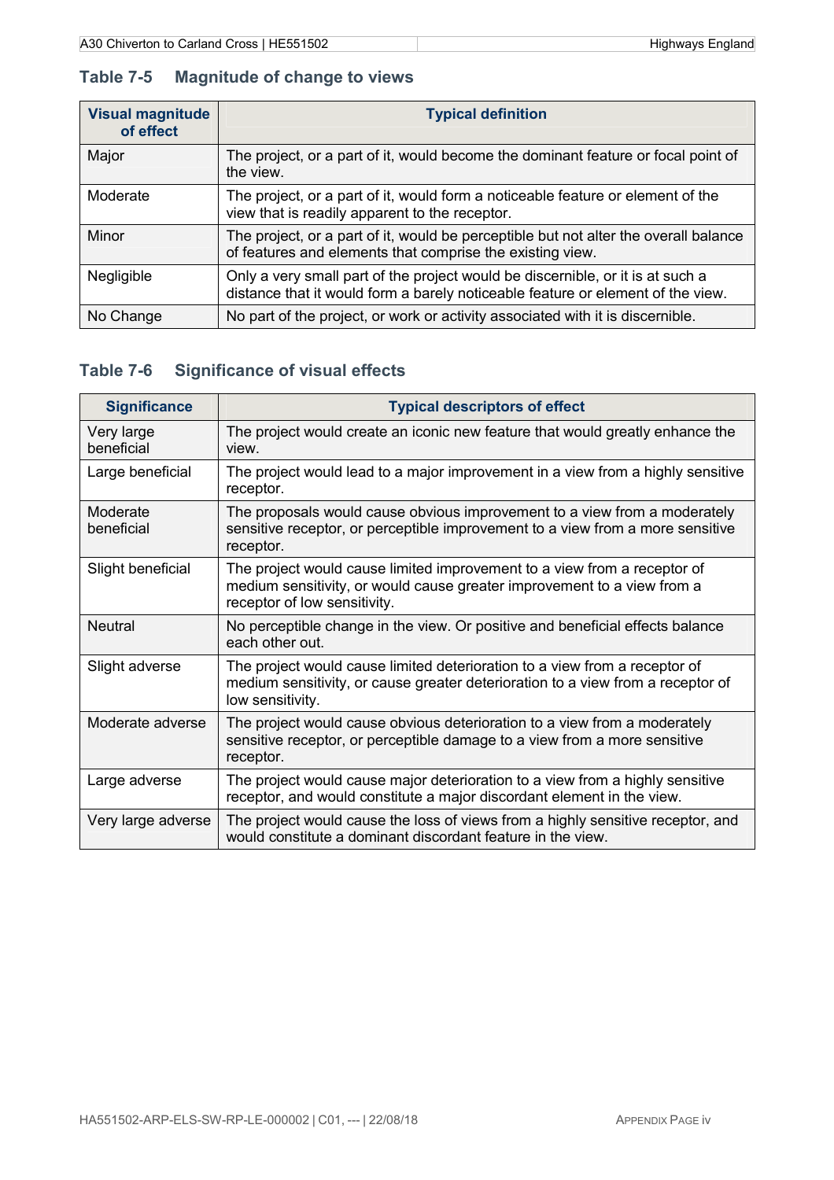### Table 7-5 Magnitude of change to views

| Visual magnitude of effect | Typical definition |
|---|---|
| Major | The project, or a part of it, would become the dominant feature or focal point of the view. |
| Moderate | The project, or a part of it, would form a noticeable feature or element of the view that is readily apparent to the receptor. |
| Minor | The project, or a part of it, would be perceptible but not alter the overall balance of features and elements that comprise the existing view. |
| Negligible | Only a very small part of the project would be discernible, or it is at such a distance that it would form a barely noticeable feature or element of the view. |
| No Change | No part of the project, or work or activity associated with it is discernible. |

### Table 7-6 Significance of visual effects

| Significance | Typical descriptors of effect |
|---|---|
| Very large beneficial | The project would create an iconic new feature that would greatly enhance the view. |
| Large beneficial | The project would lead to a major improvement in a view from a highly sensitive receptor. |
| Moderate beneficial | The proposals would cause obvious improvement to a view from a moderately sensitive receptor, or perceptible improvement to a view from a more sensitive receptor. |
| Slight beneficial | The project would cause limited improvement to a view from a receptor of medium sensitivity, or would cause greater improvement to a view from a receptor of low sensitivity. |
| Neutral | No perceptible change in the view. Or positive and beneficial effects balance each other out. |
| Slight adverse | The project would cause limited deterioration to a view from a receptor of medium sensitivity, or cause greater deterioration to a view from a receptor of low sensitivity. |
| Moderate adverse | The project would cause obvious deterioration to a view from a moderately sensitive receptor, or perceptible damage to a view from a more sensitive receptor. |
| Large adverse | The project would cause major deterioration to a view from a highly sensitive receptor, and would constitute a major discordant element in the view. |
| Very large adverse | The project would cause the loss of views from a highly sensitive receptor, and would constitute a dominant discordant feature in the view. |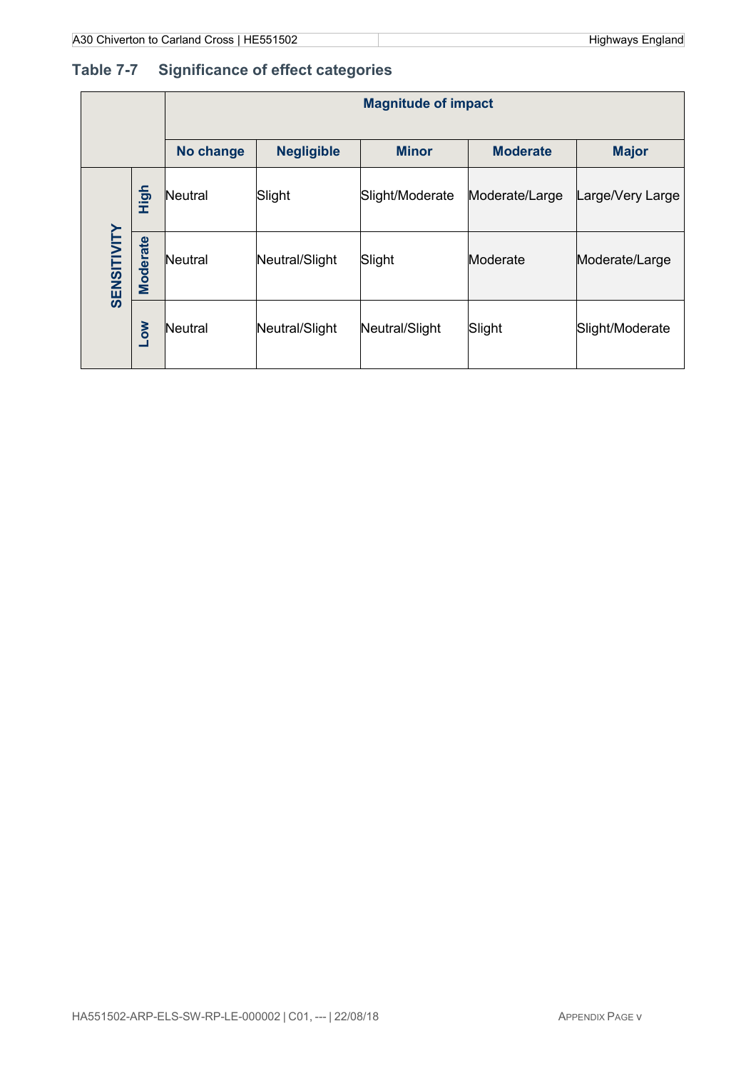## Table 7-7 Significance of effect categories

| | | Magnitude of impact | | | | |
|---|---|---|---|---|---|---|
| | | No change | Negligible | Minor | Moderate | Major |
| SENSITIVITY | High | Neutral | Slight | Slight/Moderate | Moderate/Large | Large/Very Large |
| | Moderate | Neutral | Neutral/Slight | Slight | Moderate | Moderate/Large |
| | Low | Neutral | Neutral/Slight | Neutral/Slight | Slight | Slight/Moderate |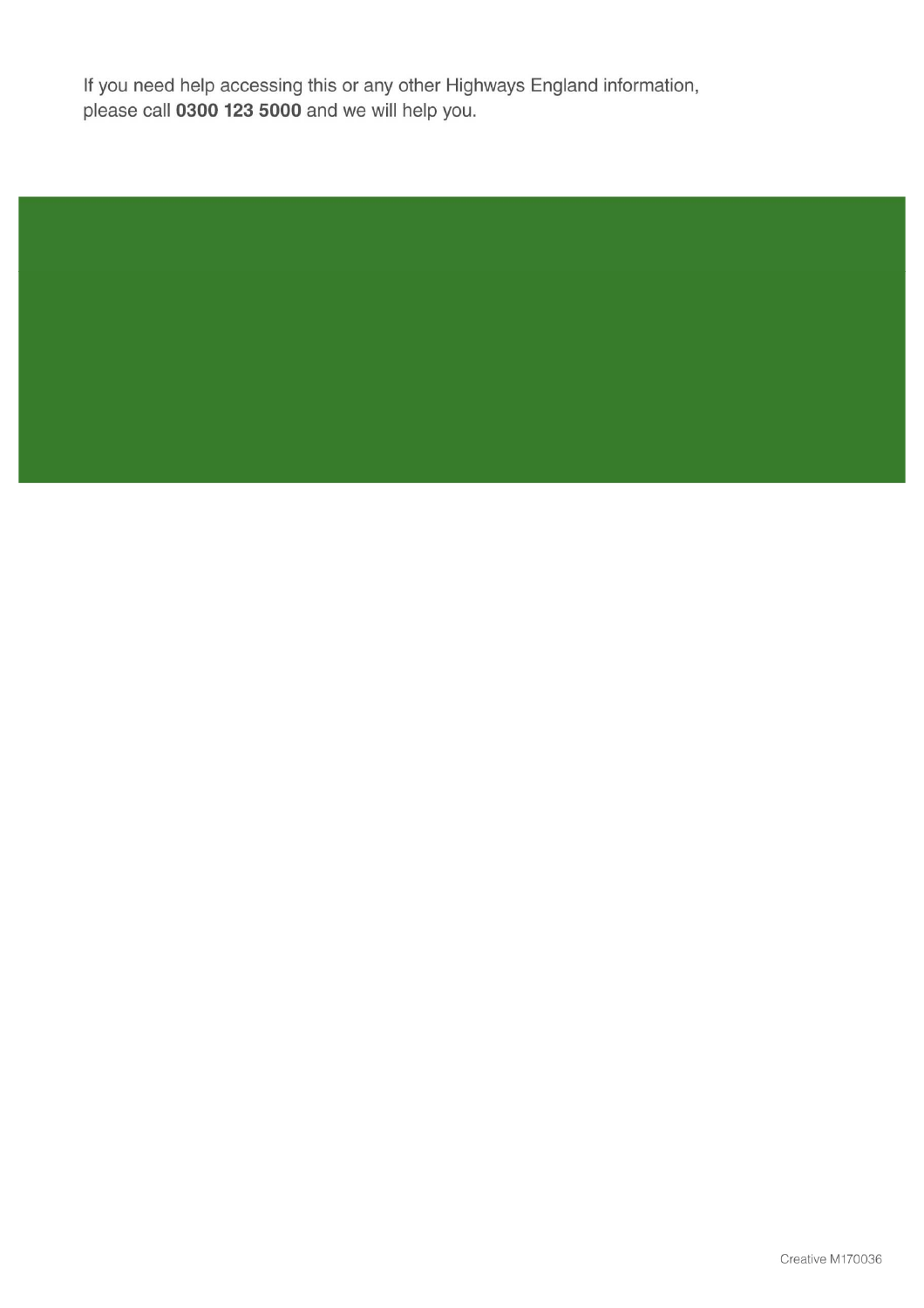If you need help accessing this or any other Highways England information, please call **0300 123 5000** and we will help you.

Creative M170036